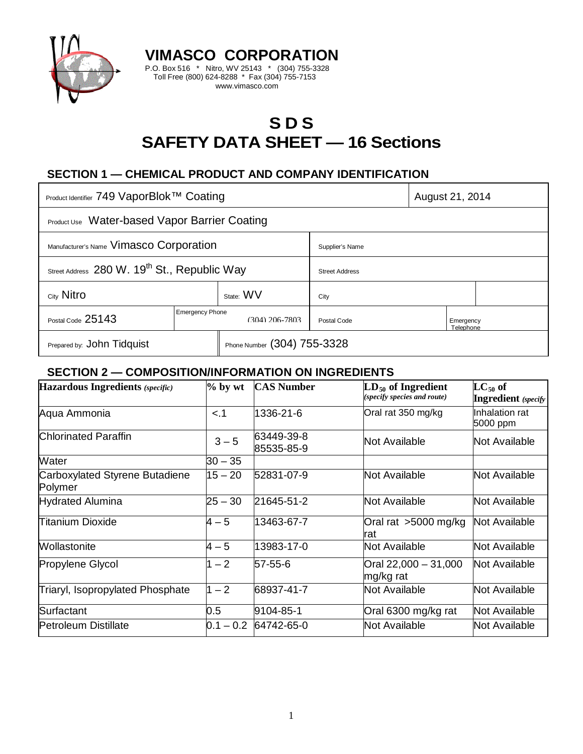# VIMASCO CORPORATION

P.O. Box 516 * Nitro, WV 25143 * (304) 755-3328
Toll Free (800) 624-8288 * Fax (304) 755-7153
www.vimasco.com

# S D S
# SAFETY DATA SHEET — 16 Sections

## SECTION 1 — CHEMICAL PRODUCT AND COMPANY IDENTIFICATION

| | | | |
|---|---|---|---|
| Product Identifier 749 VaporBlok™ Coating | | | August 21, 2014 |
| Product Use Water-based Vapor Barrier Coating | | | |
| Manufacturer's Name Vimasco Corporation | | Supplier's Name | |
| Street Address 280 W. 19th St., Republic Way | | Street Address | |
| City Nitro | State: WV | City | |
| Postal Code 25143 | Emergency Phone (304) 206-7803 | Postal Code | Emergency Telephone |
| Prepared by: John Tidquist | Phone Number (304) 755-3328 | | |

## SECTION 2 — COMPOSITION/INFORMATION ON INGREDIENTS

| Hazardous Ingredients *(specific)* | % by wt | CAS Number | $LD_{50}$ of Ingredient *(specify species and route)* | $LC_{50}$ of Ingredient *(specify* |
|---|---|---|---|---|
| Aqua Ammonia | <.1 | 1336-21-6 | Oral rat 350 mg/kg | Inhalation rat 5000 ppm |
| Chlorinated Paraffin | 3 – 5 | 63449-39-8 85535-85-9 | Not Available | Not Available |
| Water | 30 – 35 | | | |
| Carboxylated Styrene Butadiene Polymer | 15 – 20 | 52831-07-9 | Not Available | Not Available |
| Hydrated Alumina | 25 – 30 | 21645-51-2 | Not Available | Not Available |
| Titanium Dioxide | 4 – 5 | 13463-67-7 | Oral rat >5000 mg/kg rat | Not Available |
| Wollastonite | 4 – 5 | 13983-17-0 | Not Available | Not Available |
| Propylene Glycol | 1 – 2 | 57-55-6 | Oral 22,000 – 31,000 mg/kg rat | Not Available |
| Triaryl, Isopropylated Phosphate | 1 – 2 | 68937-41-7 | Not Available | Not Available |
| Surfactant | 0.5 | 9104-85-1 | Oral 6300 mg/kg rat | Not Available |
| Petroleum Distillate | 0.1 – 0.2 | 64742-65-0 | Not Available | Not Available |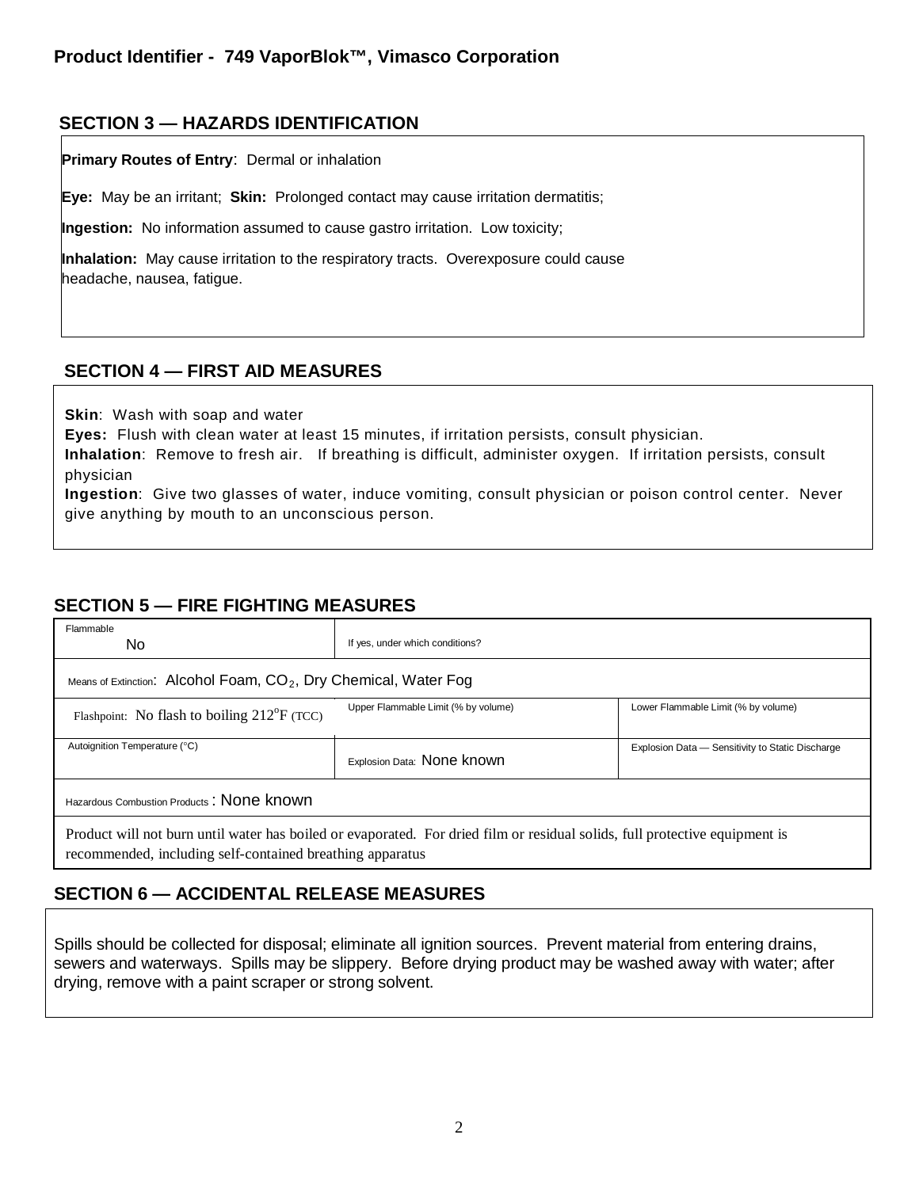**Product Identifier - 749 VaporBlok™, Vimasco Corporation**

## SECTION 3 — HAZARDS IDENTIFICATION

**Primary Routes of Entry**: Dermal or inhalation

**Eye:** May be an irritant; **Skin:** Prolonged contact may cause irritation dermatitis;

**Ingestion:** No information assumed to cause gastro irritation. Low toxicity;

**Inhalation:** May cause irritation to the respiratory tracts. Overexposure could cause headache, nausea, fatigue.

## SECTION 4 — FIRST AID MEASURES

**Skin**: Wash with soap and water
**Eyes:** Flush with clean water at least 15 minutes, if irritation persists, consult physician.
**Inhalation**: Remove to fresh air. If breathing is difficult, administer oxygen. If irritation persists, consult physician
**Ingestion**: Give two glasses of water, induce vomiting, consult physician or poison control center. Never give anything by mouth to an unconscious person.

## SECTION 5 — FIRE FIGHTING MEASURES

| Flammable: No | If yes, under which conditions? | |
|---|---|---|
| Means of Extinction: Alcohol Foam, $CO_2$, Dry Chemical, Water Fog | | |
| Flashpoint: No flash to boiling 212°F (TCC) | Upper Flammable Limit (% by volume) | Lower Flammable Limit (% by volume) |
| Autoignition Temperature (°C) | Explosion Data: None known | Explosion Data — Sensitivity to Static Discharge |
| Hazardous Combustion Products: None known | | |

Product will not burn until water has boiled or evaporated. For dried film or residual solids, full protective equipment is recommended, including self-contained breathing apparatus

## SECTION 6 — ACCIDENTAL RELEASE MEASURES

Spills should be collected for disposal; eliminate all ignition sources. Prevent material from entering drains, sewers and waterways. Spills may be slippery. Before drying product may be washed away with water; after drying, remove with a paint scraper or strong solvent.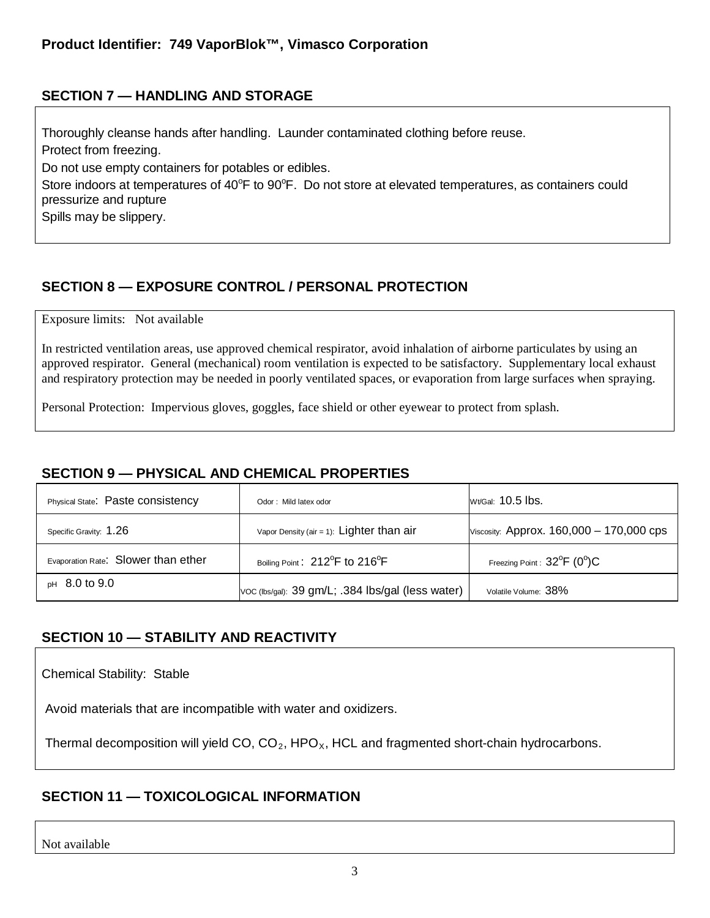**Product Identifier: 749 VaporBlok™, Vimasco Corporation**

## SECTION 7 — HANDLING AND STORAGE

Thoroughly cleanse hands after handling. Launder contaminated clothing before reuse.
Protect from freezing.
Do not use empty containers for potables or edibles.
Store indoors at temperatures of 40°F to 90°F. Do not store at elevated temperatures, as containers could pressurize and rupture
Spills may be slippery.

## SECTION 8 — EXPOSURE CONTROL / PERSONAL PROTECTION

Exposure limits: Not available

In restricted ventilation areas, use approved chemical respirator, avoid inhalation of airborne particulates by using an approved respirator. General (mechanical) room ventilation is expected to be satisfactory. Supplementary local exhaust and respiratory protection may be needed in poorly ventilated spaces, or evaporation from large surfaces when spraying.

Personal Protection: Impervious gloves, goggles, face shield or other eyewear to protect from splash.

## SECTION 9 — PHYSICAL AND CHEMICAL PROPERTIES

| | | |
|---|---|---|
| Physical State: Paste consistency | Odor : Mild latex odor | Wt/Gal: 10.5 lbs. |
| Specific Gravity: 1.26 | Vapor Density (air = 1): Lighter than air | Viscosity: Approx. 160,000 – 170,000 cps |
| Evaporation Rate: Slower than ether | Boiling Point : 212°F to 216°F | Freezing Point : 32°F (0°)C |
| pH 8.0 to 9.0 | VOC (lbs/gal): 39 gm/L; .384 lbs/gal (less water) | Volatile Volume: 38% |

## SECTION 10 — STABILITY AND REACTIVITY

Chemical Stability: Stable

Avoid materials that are incompatible with water and oxidizers.

Thermal decomposition will yield CO, $CO_2$, $HPO_X$, HCL and fragmented short-chain hydrocarbons.

## SECTION 11 — TOXICOLOGICAL INFORMATION

Not available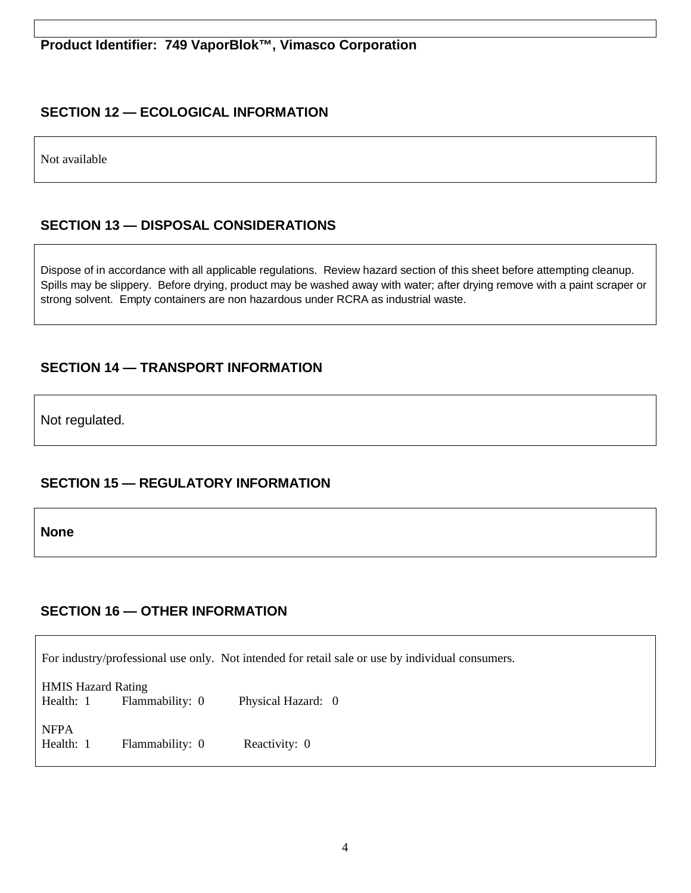**Product Identifier: 749 VaporBlok™, Vimasco Corporation**

## SECTION 12 — ECOLOGICAL INFORMATION

Not available

## SECTION 13 — DISPOSAL CONSIDERATIONS

Dispose of in accordance with all applicable regulations. Review hazard section of this sheet before attempting cleanup. Spills may be slippery. Before drying, product may be washed away with water; after drying remove with a paint scraper or strong solvent. Empty containers are non hazardous under RCRA as industrial waste.

## SECTION 14 — TRANSPORT INFORMATION

Not regulated.

## SECTION 15 — REGULATORY INFORMATION

**None**

## SECTION 16 — OTHER INFORMATION

For industry/professional use only. Not intended for retail sale or use by individual consumers.

HMIS Hazard Rating
Health: 1 Flammability: 0 Physical Hazard: 0

NFPA
Health: 1 Flammability: 0 Reactivity: 0